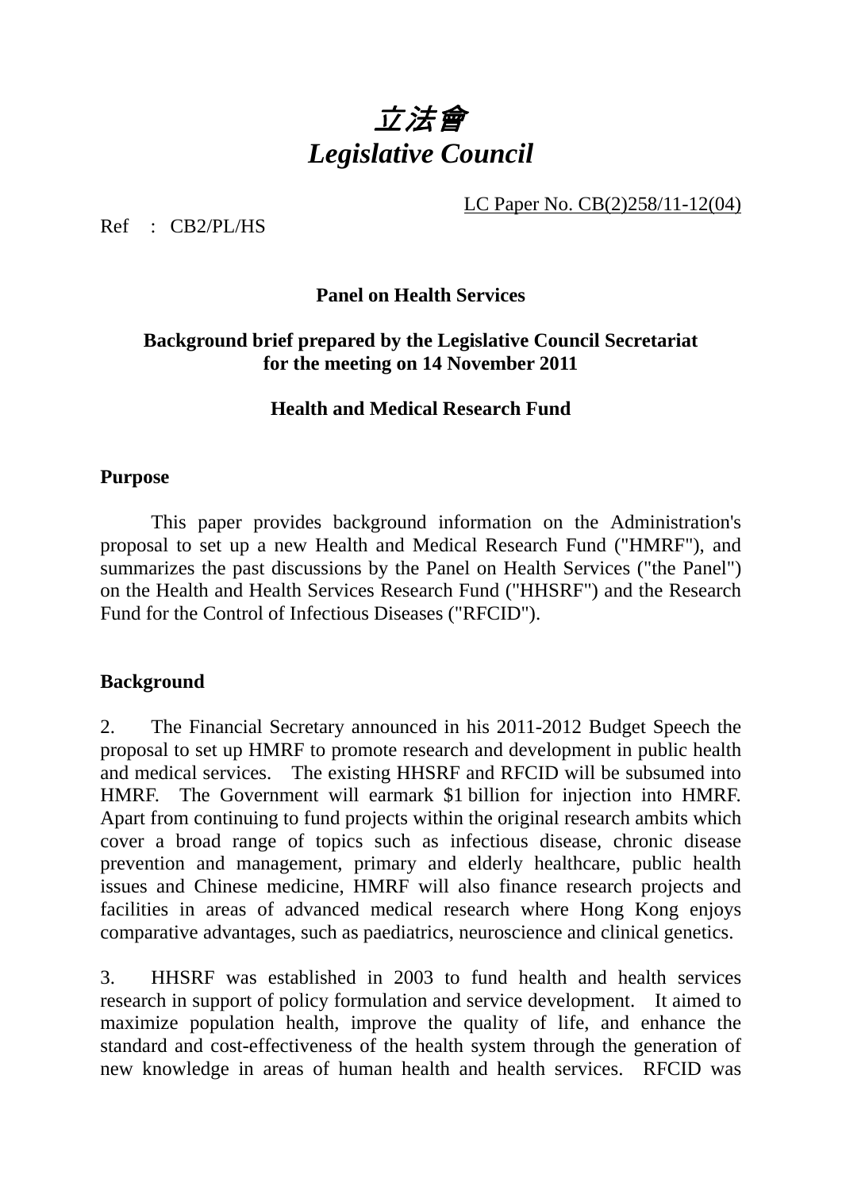# *立法會*
# *Legislative Council*

LC Paper No. CB(2)258/11-12(04)

Ref : CB2/PL/HS

**Panel on Health Services**

**Background brief prepared by the Legislative Council Secretariat for the meeting on 14 November 2011**

**Health and Medical Research Fund**

## Purpose

This paper provides background information on the Administration's proposal to set up a new Health and Medical Research Fund ("HMRF"), and summarizes the past discussions by the Panel on Health Services ("the Panel") on the Health and Health Services Research Fund ("HHSRF") and the Research Fund for the Control of Infectious Diseases ("RFCID").

## Background

2. The Financial Secretary announced in his 2011-2012 Budget Speech the proposal to set up HMRF to promote research and development in public health and medical services. The existing HHSRF and RFCID will be subsumed into HMRF. The Government will earmark $1 billion for injection into HMRF. Apart from continuing to fund projects within the original research ambits which cover a broad range of topics such as infectious disease, chronic disease prevention and management, primary and elderly healthcare, public health issues and Chinese medicine, HMRF will also finance research projects and facilities in areas of advanced medical research where Hong Kong enjoys comparative advantages, such as paediatrics, neuroscience and clinical genetics.

3. HHSRF was established in 2003 to fund health and health services research in support of policy formulation and service development. It aimed to maximize population health, improve the quality of life, and enhance the standard and cost-effectiveness of the health system through the generation of new knowledge in areas of human health and health services. RFCID was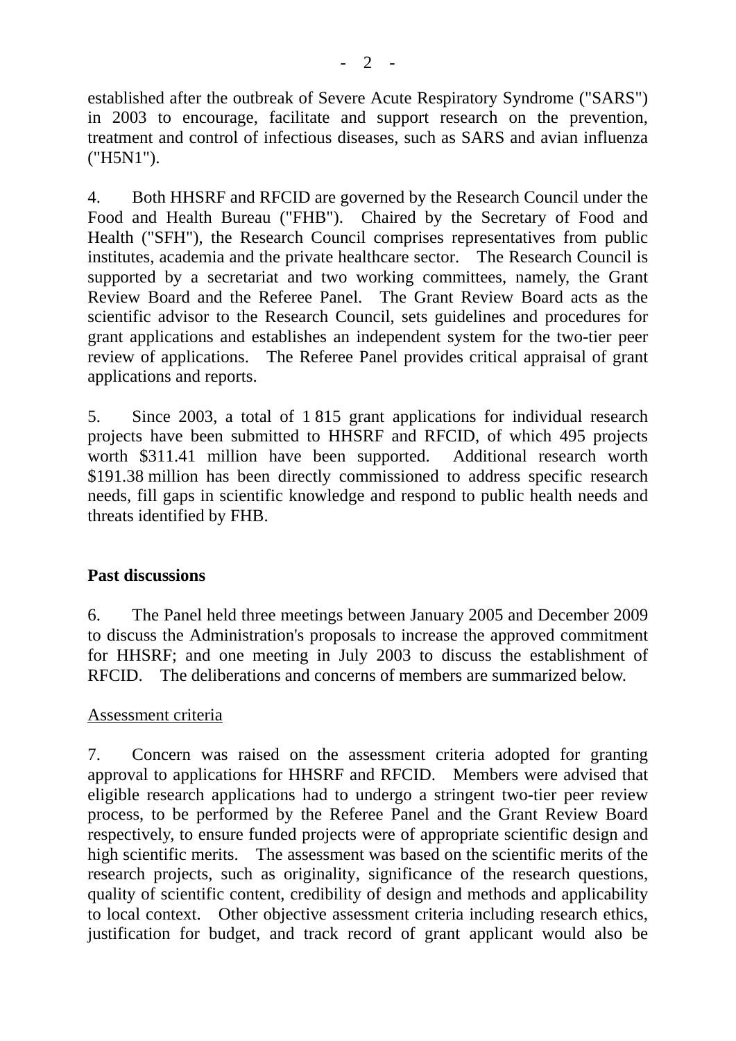established after the outbreak of Severe Acute Respiratory Syndrome ("SARS") in 2003 to encourage, facilitate and support research on the prevention, treatment and control of infectious diseases, such as SARS and avian influenza ("H5N1").

4. Both HHSRF and RFCID are governed by the Research Council under the Food and Health Bureau ("FHB"). Chaired by the Secretary of Food and Health ("SFH"), the Research Council comprises representatives from public institutes, academia and the private healthcare sector. The Research Council is supported by a secretariat and two working committees, namely, the Grant Review Board and the Referee Panel. The Grant Review Board acts as the scientific advisor to the Research Council, sets guidelines and procedures for grant applications and establishes an independent system for the two-tier peer review of applications. The Referee Panel provides critical appraisal of grant applications and reports.

5. Since 2003, a total of 1 815 grant applications for individual research projects have been submitted to HHSRF and RFCID, of which 495 projects worth $311.41 million have been supported. Additional research worth $191.38 million has been directly commissioned to address specific research needs, fill gaps in scientific knowledge and respond to public health needs and threats identified by FHB.

**Past discussions**

6. The Panel held three meetings between January 2005 and December 2009 to discuss the Administration's proposals to increase the approved commitment for HHSRF; and one meeting in July 2003 to discuss the establishment of RFCID. The deliberations and concerns of members are summarized below.

Assessment criteria

7. Concern was raised on the assessment criteria adopted for granting approval to applications for HHSRF and RFCID. Members were advised that eligible research applications had to undergo a stringent two-tier peer review process, to be performed by the Referee Panel and the Grant Review Board respectively, to ensure funded projects were of appropriate scientific design and high scientific merits. The assessment was based on the scientific merits of the research projects, such as originality, significance of the research questions, quality of scientific content, credibility of design and methods and applicability to local context. Other objective assessment criteria including research ethics, justification for budget, and track record of grant applicant would also be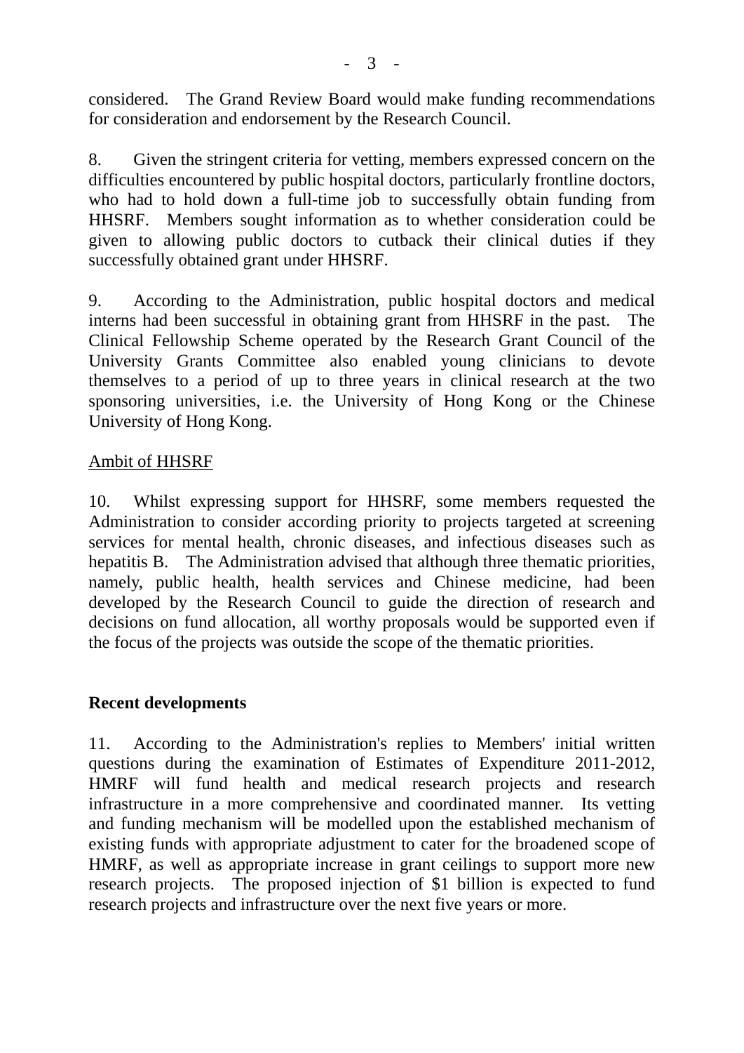considered. The Grand Review Board would make funding recommendations for consideration and endorsement by the Research Council.

8. Given the stringent criteria for vetting, members expressed concern on the difficulties encountered by public hospital doctors, particularly frontline doctors, who had to hold down a full-time job to successfully obtain funding from HHSRF. Members sought information as to whether consideration could be given to allowing public doctors to cutback their clinical duties if they successfully obtained grant under HHSRF.

9. According to the Administration, public hospital doctors and medical interns had been successful in obtaining grant from HHSRF in the past. The Clinical Fellowship Scheme operated by the Research Grant Council of the University Grants Committee also enabled young clinicians to devote themselves to a period of up to three years in clinical research at the two sponsoring universities, i.e. the University of Hong Kong or the Chinese University of Hong Kong.

<u>Ambit of HHSRF</u>

10. Whilst expressing support for HHSRF, some members requested the Administration to consider according priority to projects targeted at screening services for mental health, chronic diseases, and infectious diseases such as hepatitis B. The Administration advised that although three thematic priorities, namely, public health, health services and Chinese medicine, had been developed by the Research Council to guide the direction of research and decisions on fund allocation, all worthy proposals would be supported even if the focus of the projects was outside the scope of the thematic priorities.

**Recent developments**

11. According to the Administration's replies to Members' initial written questions during the examination of Estimates of Expenditure 2011-2012, HMRF will fund health and medical research projects and research infrastructure in a more comprehensive and coordinated manner. Its vetting and funding mechanism will be modelled upon the established mechanism of existing funds with appropriate adjustment to cater for the broadened scope of HMRF, as well as appropriate increase in grant ceilings to support more new research projects. The proposed injection of $1 billion is expected to fund research projects and infrastructure over the next five years or more.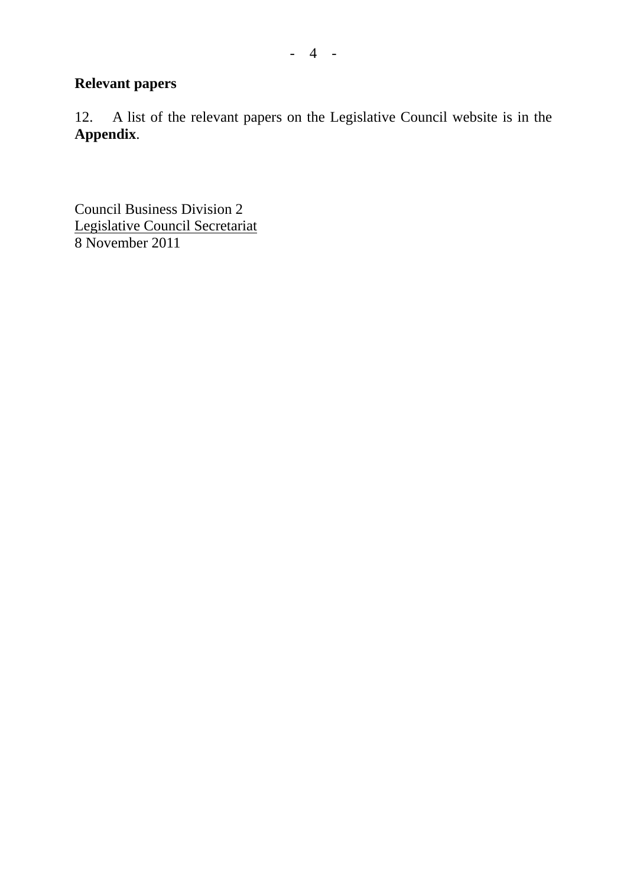## Relevant papers

12. A list of the relevant papers on the Legislative Council website is in the **Appendix**.

Council Business Division 2
Legislative Council Secretariat
8 November 2011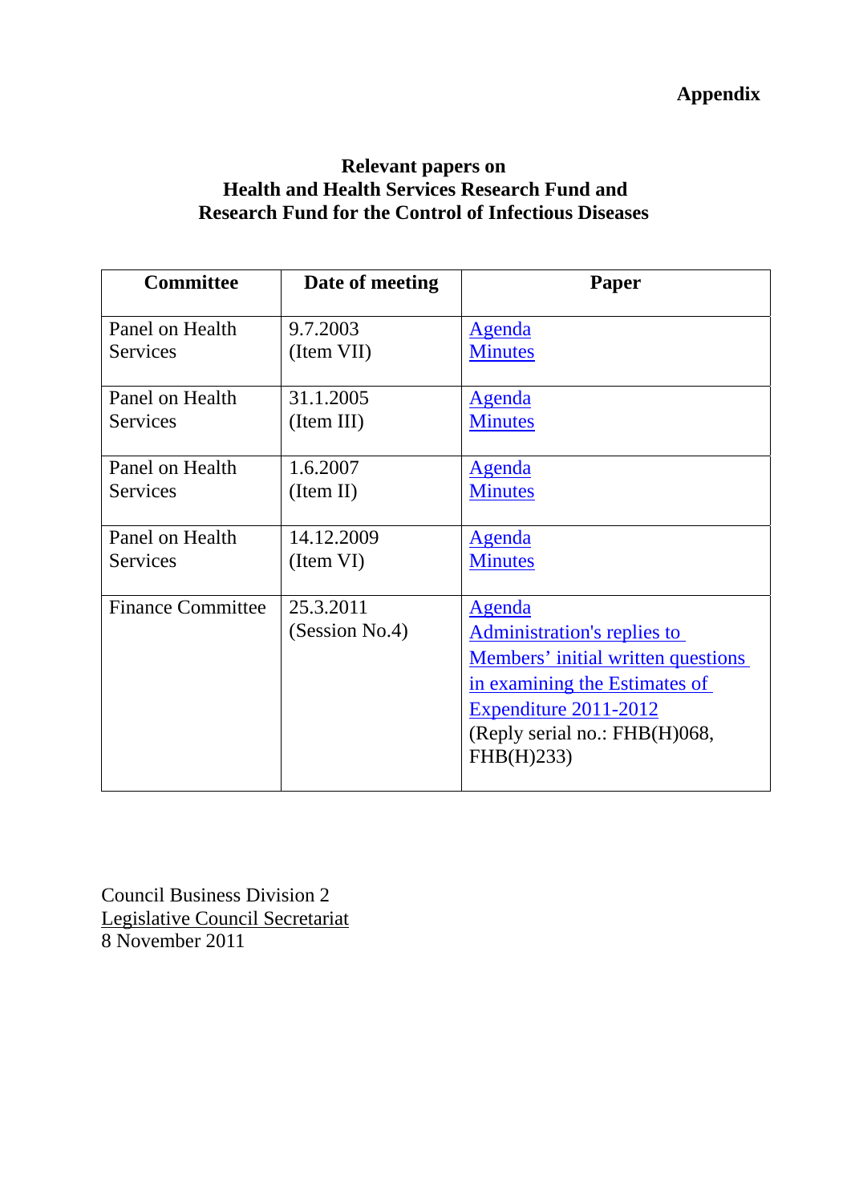**Appendix**

## Relevant papers on Health and Health Services Research Fund and Research Fund for the Control of Infectious Diseases

| Committee | Date of meeting | Paper |
|---|---|---|
| Panel on Health Services | 9.7.2003 (Item VII) | Agenda<br>Minutes |
| Panel on Health Services | 31.1.2005 (Item III) | Agenda<br>Minutes |
| Panel on Health Services | 1.6.2007 (Item II) | Agenda<br>Minutes |
| Panel on Health Services | 14.12.2009 (Item VI) | Agenda<br>Minutes |
| Finance Committee | 25.3.2011 (Session No.4) | Agenda<br>Administration's replies to Members' initial written questions in examining the Estimates of Expenditure 2011-2012<br>(Reply serial no.: FHB(H)068, FHB(H)233) |

Council Business Division 2
Legislative Council Secretariat
8 November 2011